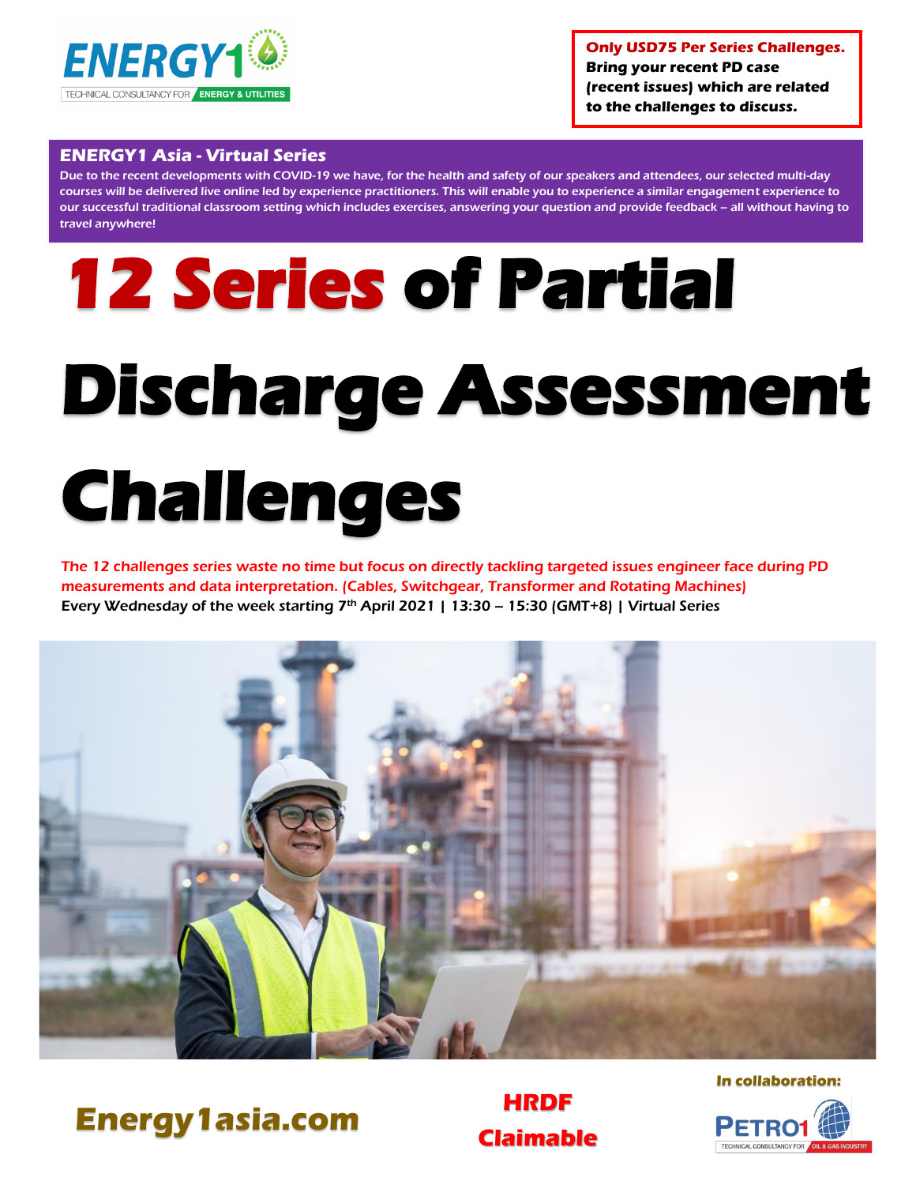ENERGY1
TECHNICAL CONSULTANCY FOR ENERGY & UTILITIES

**Only USD75 Per Series Challenges. Bring your recent PD case (recent issues) which are related to the challenges to discuss.**

## ENERGY1 Asia - Virtual Series

Due to the recent developments with COVID-19 we have, for the health and safety of our speakers and attendees, our selected multi-day courses will be delivered live online led by experience practitioners. This will enable you to experience a similar engagement experience to our successful traditional classroom setting which includes exercises, answering your question and provide feedback – all without having to travel anywhere!

# 12 Series of Partial Discharge Assessment Challenges

The 12 challenges series waste no time but focus on directly tackling targeted issues engineer face during PD measurements and data interpretation. (Cables, Switchgear, Transformer and Rotating Machines)

Every Wednesday of the week starting 7th April 2021 | 13:30 – 15:30 (GMT+8) | Virtual Series

**Energy1asia.com**

**HRDF Claimable**

**In collaboration:**

PETRO1
TECHNICAL CONSULTANCY FOR OIL & GAS INDUSTRY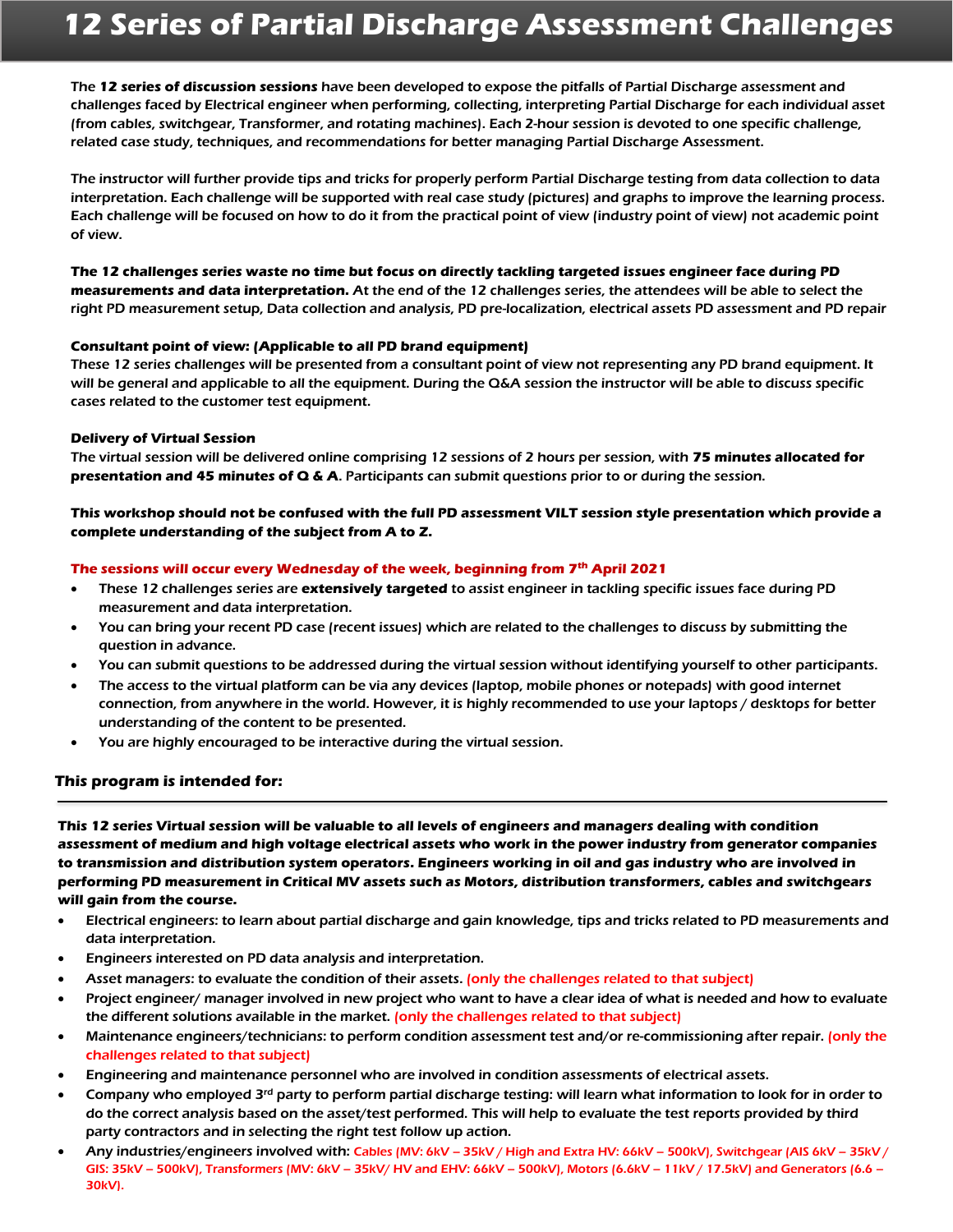# 12 Series of Partial Discharge Assessment Challenges

The **12 series of discussion sessions** have been developed to expose the pitfalls of Partial Discharge assessment and challenges faced by Electrical engineer when performing, collecting, interpreting Partial Discharge for each individual asset (from cables, switchgear, Transformer, and rotating machines). Each 2-hour session is devoted to one specific challenge, related case study, techniques, and recommendations for better managing Partial Discharge Assessment.

The instructor will further provide tips and tricks for properly perform Partial Discharge testing from data collection to data interpretation. Each challenge will be supported with real case study (pictures) and graphs to improve the learning process. Each challenge will be focused on how to do it from the practical point of view (industry point of view) not academic point of view.

**The 12 challenges series waste no time but focus on directly tackling targeted issues engineer face during PD measurements and data interpretation.** At the end of the 12 challenges series, the attendees will be able to select the right PD measurement setup, Data collection and analysis, PD pre-localization, electrical assets PD assessment and PD repair

**Consultant point of view: (Applicable to all PD brand equipment)**
These 12 series challenges will be presented from a consultant point of view not representing any PD brand equipment. It will be general and applicable to all the equipment. During the Q&A session the instructor will be able to discuss specific cases related to the customer test equipment.

**Delivery of Virtual Session**
The virtual session will be delivered online comprising 12 sessions of 2 hours per session, with **75 minutes allocated for presentation and 45 minutes of Q & A**. Participants can submit questions prior to or during the session.

**This workshop should not be confused with the full PD assessment VILT session style presentation which provide a complete understanding of the subject from A to Z.**

**The sessions will occur every Wednesday of the week, beginning from 7th April 2021**

- These 12 challenges series are **extensively targeted** to assist engineer in tackling specific issues face during PD measurement and data interpretation.
- You can bring your recent PD case (recent issues) which are related to the challenges to discuss by submitting the question in advance.
- You can submit questions to be addressed during the virtual session without identifying yourself to other participants.
- The access to the virtual platform can be via any devices (laptop, mobile phones or notepads) with good internet connection, from anywhere in the world. However, it is highly recommended to use your laptops / desktops for better understanding of the content to be presented.
- You are highly encouraged to be interactive during the virtual session.

## This program is intended for:

**This 12 series Virtual session will be valuable to all levels of engineers and managers dealing with condition assessment of medium and high voltage electrical assets who work in the power industry from generator companies to transmission and distribution system operators. Engineers working in oil and gas industry who are involved in performing PD measurement in Critical MV assets such as Motors, distribution transformers, cables and switchgears will gain from the course.**

- Electrical engineers: to learn about partial discharge and gain knowledge, tips and tricks related to PD measurements and data interpretation.
- Engineers interested on PD data analysis and interpretation.
- Asset managers: to evaluate the condition of their assets. (only the challenges related to that subject)
- Project engineer/ manager involved in new project who want to have a clear idea of what is needed and how to evaluate the different solutions available in the market. (only the challenges related to that subject)
- Maintenance engineers/technicians: to perform condition assessment test and/or re-commissioning after repair. (only the challenges related to that subject)
- Engineering and maintenance personnel who are involved in condition assessments of electrical assets.
- Company who employed 3rd party to perform partial discharge testing: will learn what information to look for in order to do the correct analysis based on the asset/test performed. This will help to evaluate the test reports provided by third party contractors and in selecting the right test follow up action.
- Any industries/engineers involved with: Cables (MV: 6kV – 35kV / High and Extra HV: 66kV – 500kV), Switchgear (AIS 6kV – 35kV / GIS: 35kV – 500kV), Transformers (MV: 6kV – 35kV/ HV and EHV: 66kV – 500kV), Motors (6.6kV – 11kV / 17.5kV) and Generators (6.6 – 30kV).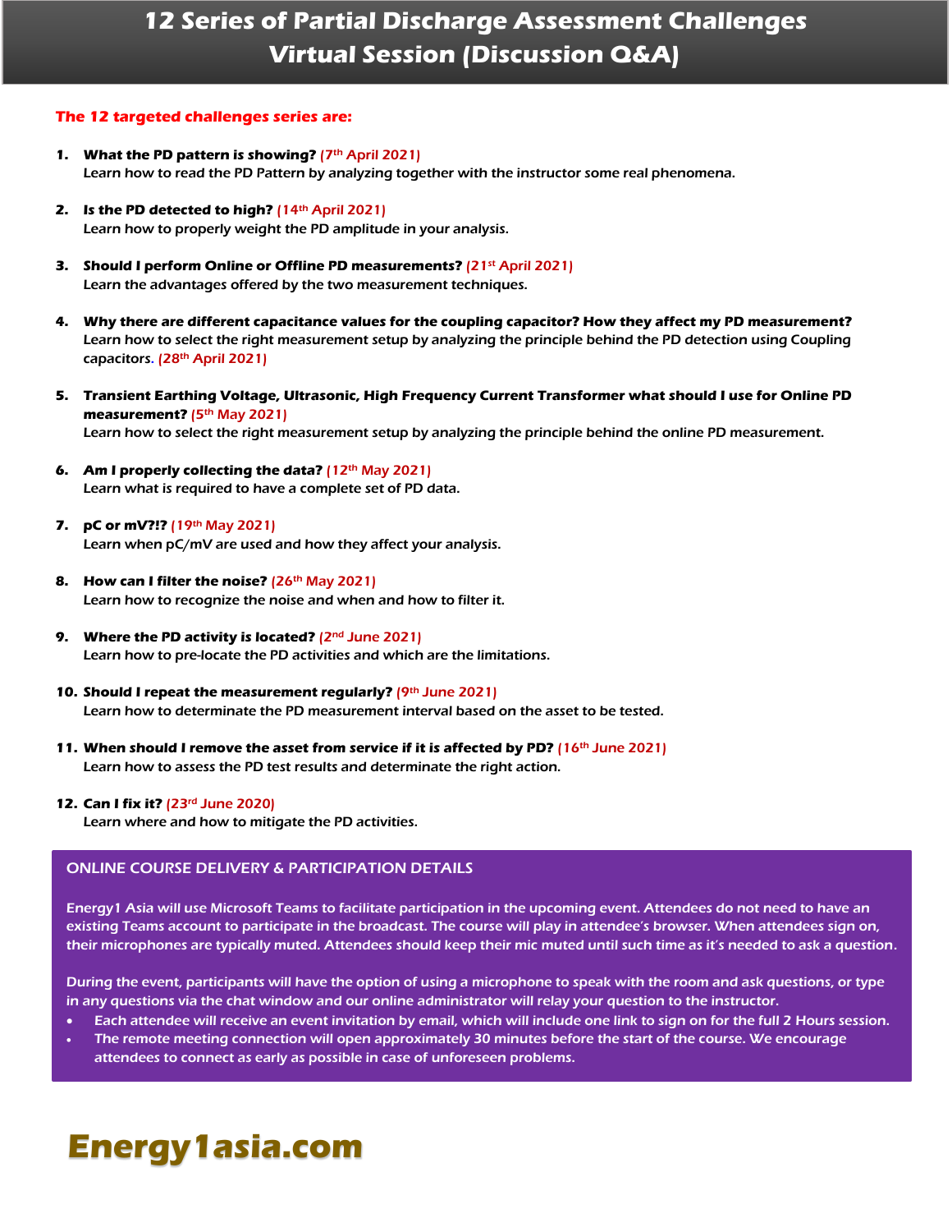# 12 Series of Partial Discharge Assessment Challenges Virtual Session (Discussion Q&A)

**The 12 targeted challenges series are:**

1. **What the PD pattern is showing?** (7th April 2021)
   Learn how to read the PD Pattern by analyzing together with the instructor some real phenomena.

2. **Is the PD detected to high?** (14th April 2021)
   Learn how to properly weight the PD amplitude in your analysis.

3. **Should I perform Online or Offline PD measurements?** (21st April 2021)
   Learn the advantages offered by the two measurement techniques.

4. **Why there are different capacitance values for the coupling capacitor? How they affect my PD measurement?**
   Learn how to select the right measurement setup by analyzing the principle behind the PD detection using Coupling capacitors. (28th April 2021)

5. **Transient Earthing Voltage, Ultrasonic, High Frequency Current Transformer what should I use for Online PD measurement?** (5th May 2021)
   Learn how to select the right measurement setup by analyzing the principle behind the online PD measurement.

6. **Am I properly collecting the data?** (12th May 2021)
   Learn what is required to have a complete set of PD data.

7. **pC or mV?!?** (19th May 2021)
   Learn when pC/mV are used and how they affect your analysis.

8. **How can I filter the noise?** (26th May 2021)
   Learn how to recognize the noise and when and how to filter it.

9. **Where the PD activity is located?** (2nd June 2021)
   Learn how to pre-locate the PD activities and which are the limitations.

10. **Should I repeat the measurement regularly?** (9th June 2021)
    Learn how to determinate the PD measurement interval based on the asset to be tested.

11. **When should I remove the asset from service if it is affected by PD?** (16th June 2021)
    Learn how to assess the PD test results and determinate the right action.

12. **Can I fix it?** (23rd June 2020)
    Learn where and how to mitigate the PD activities.

## ONLINE COURSE DELIVERY & PARTICIPATION DETAILS

Energy1 Asia will use Microsoft Teams to facilitate participation in the upcoming event. Attendees do not need to have an existing Teams account to participate in the broadcast. The course will play in attendee's browser. When attendees sign on, their microphones are typically muted. Attendees should keep their mic muted until such time as it's needed to ask a question.

During the event, participants will have the option of using a microphone to speak with the room and ask questions, or type in any questions via the chat window and our online administrator will relay your question to the instructor.

- Each attendee will receive an event invitation by email, which will include one link to sign on for the full 2 Hours session.
- The remote meeting connection will open approximately 30 minutes before the start of the course. We encourage attendees to connect as early as possible in case of unforeseen problems.

**Energy1asia.com**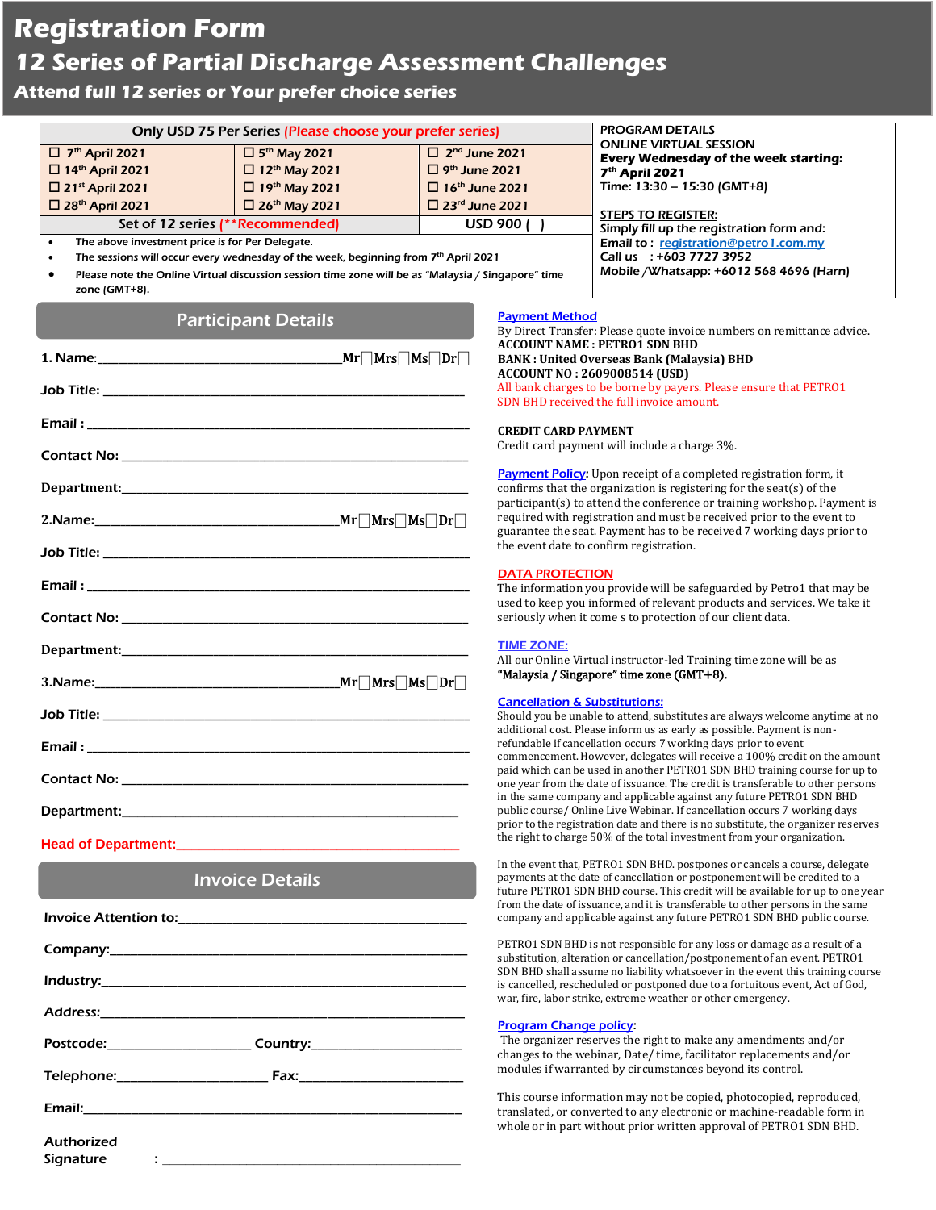# Registration Form

## 12 Series of Partial Discharge Assessment Challenges

### Attend full 12 series or Your prefer choice series

| Only USD 75 Per Series (Please choose your prefer series) | | |
|---|---|---|
| ☐ 7th April 2021 | ☐ 5th May 2021 | ☐ 2nd June 2021 |
| ☐ 14th April 2021 | ☐ 12th May 2021 | ☐ 9th June 2021 |
| ☐ 21st April 2021 | ☐ 19th May 2021 | ☐ 16th June 2021 |
| ☐ 28th April 2021 | ☐ 26th May 2021 | ☐ 23rd June 2021 |
| Set of 12 series (**Recommended) | | USD 900 ( ) |

- The above investment price is for Per Delegate.
- The sessions will occur every wednesday of the week, beginning from 7th April 2021
- Please note the Online Virtual discussion session time zone will be as "Malaysia / Singapore" time zone (GMT+8).

**PROGRAM DETAILS**
ONLINE VIRTUAL SESSION
**Every Wednesday of the week starting:**
**7th April 2021**
Time: 13:30 – 15:30 (GMT+8)

**STEPS TO REGISTER:**
Simply fill up the registration form and:
Email to : registration@petro1.com.my
Call us : +603 7727 3952
Mobile /Whatsapp: +6012 568 4696 (Harn)

## Participant Details

1. Name:______________________________ Mr☐ Mrs☐ Ms☐ Dr☐

Job Title: ______________________________

Email : ______________________________

Contact No: ______________________________

Department: ______________________________

2. Name:______________________________ Mr☐ Mrs☐ Ms☐ Dr☐

Job Title: ______________________________

Email : ______________________________

Contact No: ______________________________

Department: ______________________________

3. Name:______________________________ Mr☐ Mrs☐ Ms☐ Dr☐

Job Title: ______________________________

Email : ______________________________

Contact No: ______________________________

Department: ______________________________

Head of Department: ______________________________

## Invoice Details

Invoice Attention to: ______________________________

Company: ______________________________

Industry: ______________________________

Address: ______________________________

Postcode: ________________ Country: ________________

Telephone: ________________ Fax: ________________

Email: ______________________________

Authorized Signature : ______________________________

**Payment Method**

By Direct Transfer: Please quote invoice numbers on remittance advice.
**ACCOUNT NAME : PETRO1 SDN BHD**
**BANK : United Overseas Bank (Malaysia) BHD**
**ACCOUNT NO : 2609008514 (USD)**
All bank charges to be borne by payers. Please ensure that PETRO1 SDN BHD received the full invoice amount.

**CREDIT CARD PAYMENT**

Credit card payment will include a charge 3%.

**Payment Policy**: Upon receipt of a completed registration form, it confirms that the organization is registering for the seat(s) of the participant(s) to attend the conference or training workshop. Payment is required with registration and must be received prior to the event to guarantee the seat. Payment has to be received 7 working days prior to the event date to confirm registration.

**DATA PROTECTION**

The information you provide will be safeguarded by Petro1 that may be used to keep you informed of relevant products and services. We take it seriously when it come s to protection of our client data.

**TIME ZONE:**

All our Online Virtual instructor-led Training time zone will be as **"Malaysia / Singapore" time zone (GMT+8).**

**Cancellation & Substitutions:**

Should you be unable to attend, substitutes are always welcome anytime at no additional cost. Please inform us as early as possible. Payment is non-refundable if cancellation occurs 7 working days prior to event commencement. However, delegates will receive a 100% credit on the amount paid which can be used in another PETRO1 SDN BHD training course for up to one year from the date of issuance. The credit is transferable to other persons in the same company and applicable against any future PETRO1 SDN BHD public course/ Online Live Webinar. If cancellation occurs 7 working days prior to the registration date and there is no substitute, the organizer reserves the right to charge 50% of the total investment from your organization.

In the event that, PETRO1 SDN BHD. postpones or cancels a course, delegate payments at the date of cancellation or postponement will be credited to a future PETRO1 SDN BHD course. This credit will be available for up to one year from the date of issuance, and it is transferable to other persons in the same company and applicable against any future PETRO1 SDN BHD public course.

PETRO1 SDN BHD is not responsible for any loss or damage as a result of a substitution, alteration or cancellation/postponement of an event. PETRO1 SDN BHD shall assume no liability whatsoever in the event this training course is cancelled, rescheduled or postponed due to a fortuitous event, Act of God, war, fire, labor strike, extreme weather or other emergency.

**Program Change policy**:

The organizer reserves the right to make any amendments and/or changes to the webinar, Date/ time, facilitator replacements and/or modules if warranted by circumstances beyond its control.

This course information may not be copied, photocopied, reproduced, translated, or converted to any electronic or machine-readable form in whole or in part without prior written approval of PETRO1 SDN BHD.